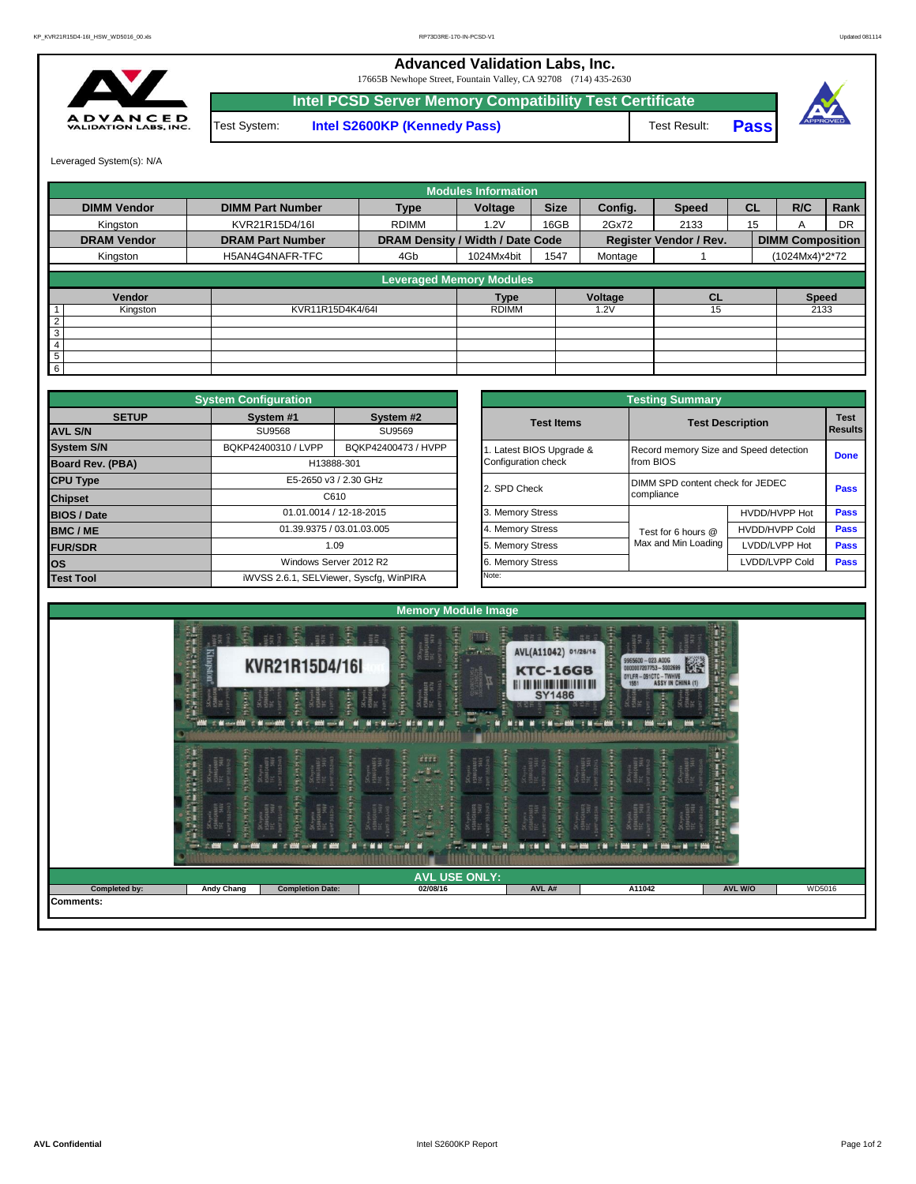# Advanced Validation Labs, Inc.

17665B Newhope Street, Fountain Valley, CA 92708 (714) 435-2630

## Intel PCSD Server Memory Compatibility Test Certificate

| Test System: | Intel S2600KP (Kennedy Pass) | Test Result: | Pass |
|---|---|---|---|

Leveraged System(s): N/A

### Modules Information

| DIMM Vendor | DIMM Part Number | Type | Voltage | Size | Config. | Speed | CL | R/C | Rank |
|---|---|---|---|---|---|---|---|---|---|
| Kingston | KVR21R15D4/16I | RDIMM | 1.2V | 16GB | 2Gx72 | 2133 | 15 | A | DR |
| **DRAM Vendor** | **DRAM Part Number** | **DRAM Density / Width / Date Code** | | | **Register Vendor / Rev.** | | **DIMM Composition** | | |
| Kingston | H5AN4G4NAFR-TFC | 4Gb | 1024Mx4bit | 1547 | Montage | 1 | (1024Mx4)*2*72 | | |

### Leveraged Memory Modules

| | Vendor | | Type | Voltage | CL | Speed |
|---|---|---|---|---|---|---|
| 1 | Kingston | KVR11R15D4K4/64I | RDIMM | 1.2V | 15 | 2133 |
| 2 | | | | | | |
| 3 | | | | | | |
| 4 | | | | | | |
| 5 | | | | | | |
| 6 | | | | | | |

### System Configuration

| SETUP | System #1 | System #2 |
|---|---|---|
| AVL S/N | SU9568 | SU9569 |
| System S/N | BQKP42400310 / LVPP | BQKP42400473 / HVPP |
| Board Rev. (PBA) | H13888-301 | |
| CPU Type | E5-2650 v3 / 2.30 GHz | |
| Chipset | C610 | |
| BIOS / Date | 01.01.0014 / 12-18-2015 | |
| BMC / ME | 01.39.9375 / 03.01.03.005 | |
| FUR/SDR | 1.09 | |
| OS | Windows Server 2012 R2 | |
| Test Tool | iWVSS 2.6.1, SELViewer, Syscfg, WinPIRA | |

### Testing Summary

| Test Items | Test Description | | Test Results |
|---|---|---|---|
| 1. Latest BIOS Upgrade & Configuration check | Record memory Size and Speed detection from BIOS | | Done |
| 2. SPD Check | DIMM SPD content check for JEDEC compliance | | Pass |
| 3. Memory Stress | Test for 6 hours @ Max and Min Loading | HVDD/HVPP Hot | Pass |
| 4. Memory Stress | | HVDD/HVPP Cold | Pass |
| 5. Memory Stress | | LVDD/LVPP Hot | Pass |
| 6. Memory Stress | | LVDD/LVPP Cold | Pass |
| Note: | | | |

### Memory Module Image

### AVL USE ONLY:

| Completed by: | Andy Chang | Completion Date: | 02/08/16 | AVL A# | A11042 | AVL W/O | WD5016 |
|---|---|---|---|---|---|---|---|

Comments: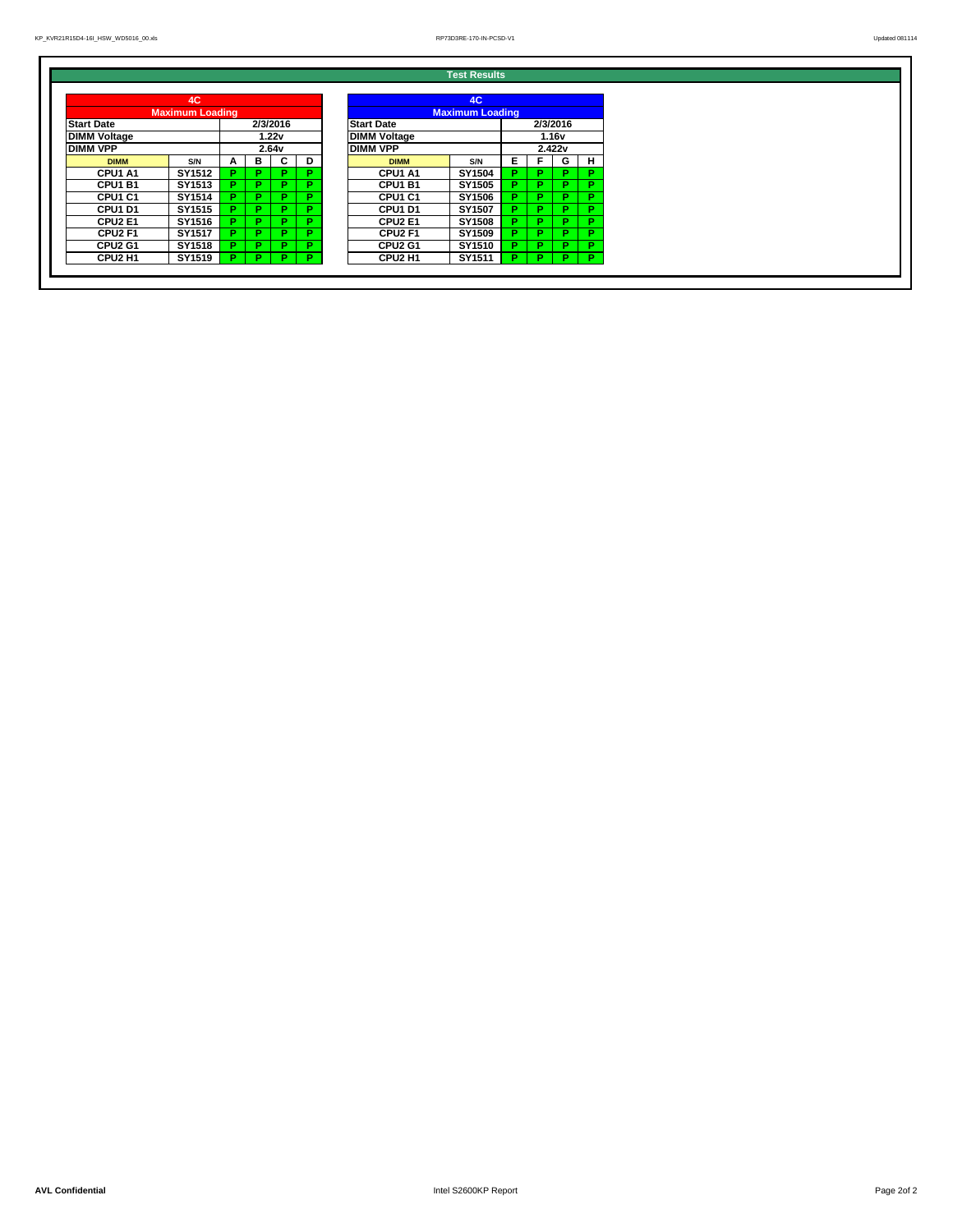## Test Results

| 4C Maximum Loading | | | | | |
|---|---|---|---|---|---|
| Start Date | | 2/3/2016 | | | |
| DIMM Voltage | | 1.22v | | | |
| DIMM VPP | | 2.64v | | | |
| DIMM | S/N | A | B | C | D |
| CPU1 A1 | SY1512 | P | P | P | P |
| CPU1 B1 | SY1513 | P | P | P | P |
| CPU1 C1 | SY1514 | P | P | P | P |
| CPU1 D1 | SY1515 | P | P | P | P |
| CPU2 E1 | SY1516 | P | P | P | P |
| CPU2 F1 | SY1517 | P | P | P | P |
| CPU2 G1 | SY1518 | P | P | P | P |
| CPU2 H1 | SY1519 | P | P | P | P |

| 4C Maximum Loading | | | | | |
|---|---|---|---|---|---|
| Start Date | | 2/3/2016 | | | |
| DIMM Voltage | | 1.16v | | | |
| DIMM VPP | | 2.422v | | | |
| DIMM | S/N | E | F | G | H |
| CPU1 A1 | SY1504 | P | P | P | P |
| CPU1 B1 | SY1505 | P | P | P | P |
| CPU1 C1 | SY1506 | P | P | P | P |
| CPU1 D1 | SY1507 | P | P | P | P |
| CPU2 E1 | SY1508 | P | P | P | P |
| CPU2 F1 | SY1509 | P | P | P | P |
| CPU2 G1 | SY1510 | P | P | P | P |
| CPU2 H1 | SY1511 | P | P | P | P |